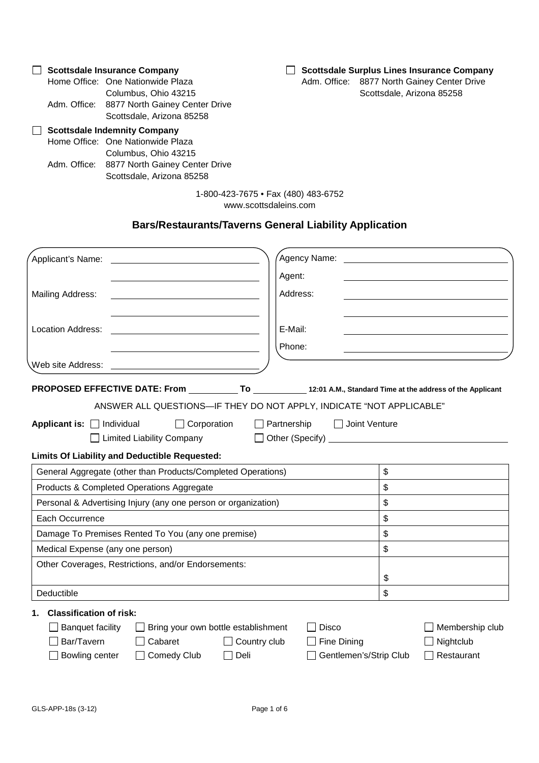☐ **Scottsdale Insurance Company**
Home Office: One Nationwide Plaza
Columbus, Ohio 43215
Adm. Office: 8877 North Gainey Center Drive
Scottsdale, Arizona 85258

☐ **Scottsdale Surplus Lines Insurance Company**
Adm. Office: 8877 North Gainey Center Drive
Scottsdale, Arizona 85258

☐ **Scottsdale Indemnity Company**
Home Office: One Nationwide Plaza
Columbus, Ohio 43215
Adm. Office: 8877 North Gainey Center Drive
Scottsdale, Arizona 85258

1-800-423-7675 • Fax (480) 483-6752
www.scottsdaleins.com

## Bars/Restaurants/Taverns General Liability Application

Applicant's Name: ______________________________

______________________________

Mailing Address: ______________________________

______________________________

Location Address: ______________________________

______________________________

Web site Address: ______________________________

Agency Name: ______________________________

Agent: ______________________________

Address: ______________________________

______________________________

E-Mail: ______________________________

Phone: ______________________________

**PROPOSED EFFECTIVE DATE: From** __________ **To** __________ **12:01 A.M., Standard Time at the address of the Applicant**

ANSWER ALL QUESTIONS—IF THEY DO NOT APPLY, INDICATE "NOT APPLICABLE"

**Applicant is:** ☐ Individual ☐ Corporation ☐ Partnership ☐ Joint Venture ☐ Limited Liability Company ☐ Other (Specify) ______________________________

**Limits Of Liability and Deductible Requested:**

| | |
|---|---|
| General Aggregate (other than Products/Completed Operations) | $ |
| Products & Completed Operations Aggregate | $ |
| Personal & Advertising Injury (any one person or organization) | $ |
| Each Occurrence | $ |
| Damage To Premises Rented To You (any one premise) | $ |
| Medical Expense (any one person) | $ |
| Other Coverages, Restrictions, and/or Endorsements: | $ |
| Deductible | $ |

1. **Classification of risk:**

   ☐ Banquet facility ☐ Bring your own bottle establishment ☐ Disco ☐ Membership club
   ☐ Bar/Tavern ☐ Cabaret ☐ Country club ☐ Fine Dining ☐ Nightclub
   ☐ Bowling center ☐ Comedy Club ☐ Deli ☐ Gentlemen's/Strip Club ☐ Restaurant

GLS-APP-18s (3-12)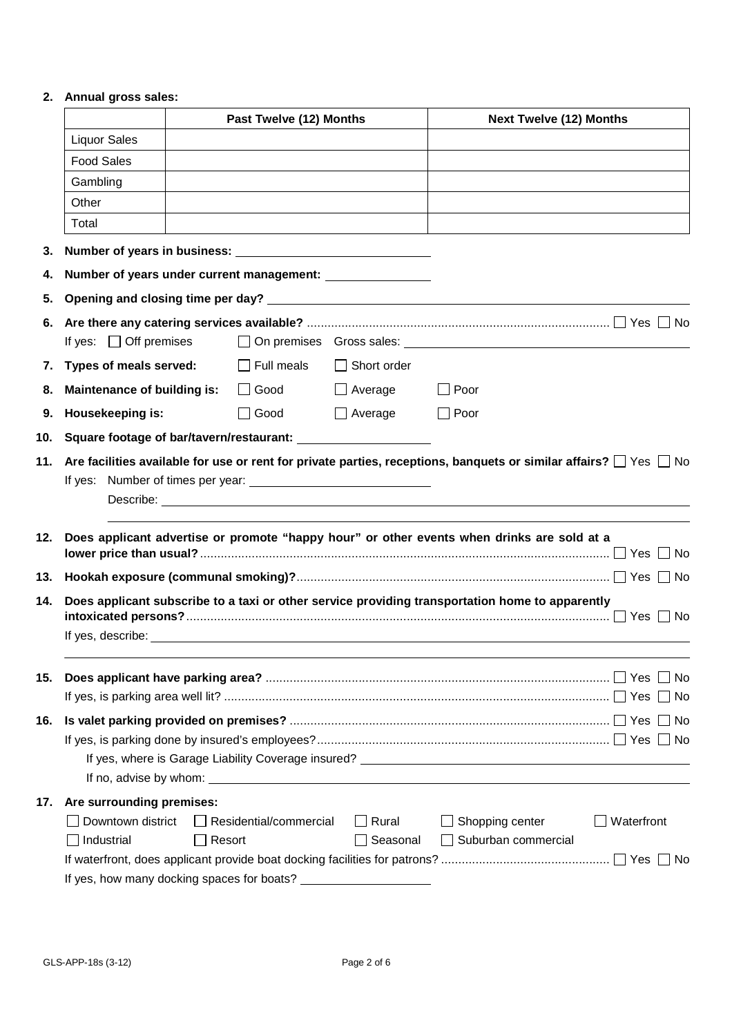**2. Annual gross sales:**

| | Past Twelve (12) Months | Next Twelve (12) Months |
|---|---|---|
| Liquor Sales | | |
| Food Sales | | |
| Gambling | | |
| Other | | |
| Total | | |

**3. Number of years in business:** ______________________

**4. Number of years under current management:** ______________

**5. Opening and closing time per day?** ______________________________________________

**6. Are there any catering services available?** .......................... ☐ Yes ☐ No

If yes: ☐ Off premises ☐ On premises Gross sales: ______________________________

**7. Types of meals served:** ☐ Full meals ☐ Short order

**8. Maintenance of building is:** ☐ Good ☐ Average ☐ Poor

**9. Housekeeping is:** ☐ Good ☐ Average ☐ Poor

**10. Square footage of bar/tavern/restaurant:** ________________

**11. Are facilities available for use or rent for private parties, receptions, banquets or similar affairs?** ☐ Yes ☐ No

If yes: Number of times per year: ______________________

Describe: ______________________________________________

**12. Does applicant advertise or promote "happy hour" or other events when drinks are sold at a lower price than usual?** .......................... ☐ Yes ☐ No

**13. Hookah exposure (communal smoking)?** .......................... ☐ Yes ☐ No

**14. Does applicant subscribe to a taxi or other service providing transportation home to apparently intoxicated persons?** .......................... ☐ Yes ☐ No

If yes, describe: ______________________________________________

**15. Does applicant have parking area?** .......................... ☐ Yes ☐ No

If yes, is parking area well lit? .......................... ☐ Yes ☐ No

**16. Is valet parking provided on premises?** .......................... ☐ Yes ☐ No

If yes, is parking done by insured's employees? .......................... ☐ Yes ☐ No

If yes, where is Garage Liability Coverage insured? ______________________________

If no, advise by whom: ______________________________________________

**17. Are surrounding premises:**

☐ Downtown district ☐ Residential/commercial ☐ Rural ☐ Shopping center ☐ Waterfront

☐ Industrial ☐ Resort ☐ Seasonal ☐ Suburban commercial

If waterfront, does applicant provide boat docking facilities for patrons? .......................... ☐ Yes ☐ No

If yes, how many docking spaces for boats? ________________

GLS-APP-18s (3-12)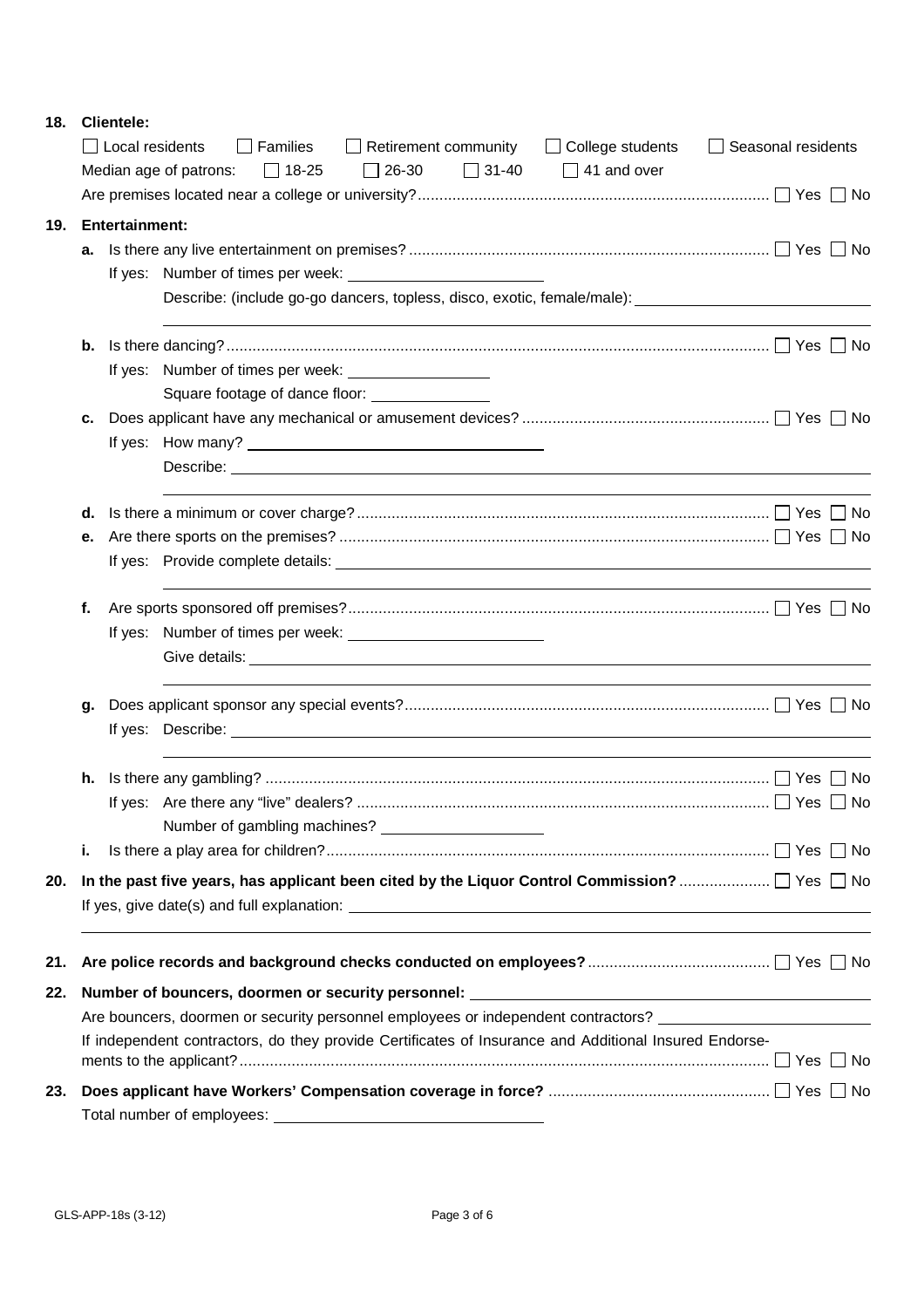**18. Clientele:**

☐ Local residents ☐ Families ☐ Retirement community ☐ College students ☐ Seasonal residents

Median age of patrons: ☐ 18-25 ☐ 26-30 ☐ 31-40 ☐ 41 and over

Are premises located near a college or university? ☐ Yes ☐ No

**19. Entertainment:**

**a.** Is there any live entertainment on premises? ☐ Yes ☐ No

If yes: Number of times per week: ______________________

Describe: (include go-go dancers, topless, disco, exotic, female/male): ______________________

**b.** Is there dancing? ☐ Yes ☐ No

If yes: Number of times per week: ______________________

Square footage of dance floor: ______________________

**c.** Does applicant have any mechanical or amusement devices? ☐ Yes ☐ No

If yes: How many? ______________________

Describe: ______________________

**d.** Is there a minimum or cover charge? ☐ Yes ☐ No

**e.** Are there sports on the premises? ☐ Yes ☐ No

If yes: Provide complete details: ______________________

**f.** Are sports sponsored off premises? ☐ Yes ☐ No

If yes: Number of times per week: ______________________

Give details: ______________________

**g.** Does applicant sponsor any special events? ☐ Yes ☐ No

If yes: Describe: ______________________

**h.** Is there any gambling? ☐ Yes ☐ No

If yes: Are there any "live" dealers? ☐ Yes ☐ No

Number of gambling machines? ______________________

**i.** Is there a play area for children? ☐ Yes ☐ No

**20. In the past five years, has applicant been cited by the Liquor Control Commission?** ☐ Yes ☐ No

If yes, give date(s) and full explanation: ______________________

**21. Are police records and background checks conducted on employees?** ☐ Yes ☐ No

**22. Number of bouncers, doormen or security personnel:** ______________________

Are bouncers, doormen or security personnel employees or independent contractors? ______________________

If independent contractors, do they provide Certificates of Insurance and Additional Insured Endorsements to the applicant? ☐ Yes ☐ No

**23. Does applicant have Workers' Compensation coverage in force?** ☐ Yes ☐ No

Total number of employees: ______________________

GLS-APP-18s (3-12)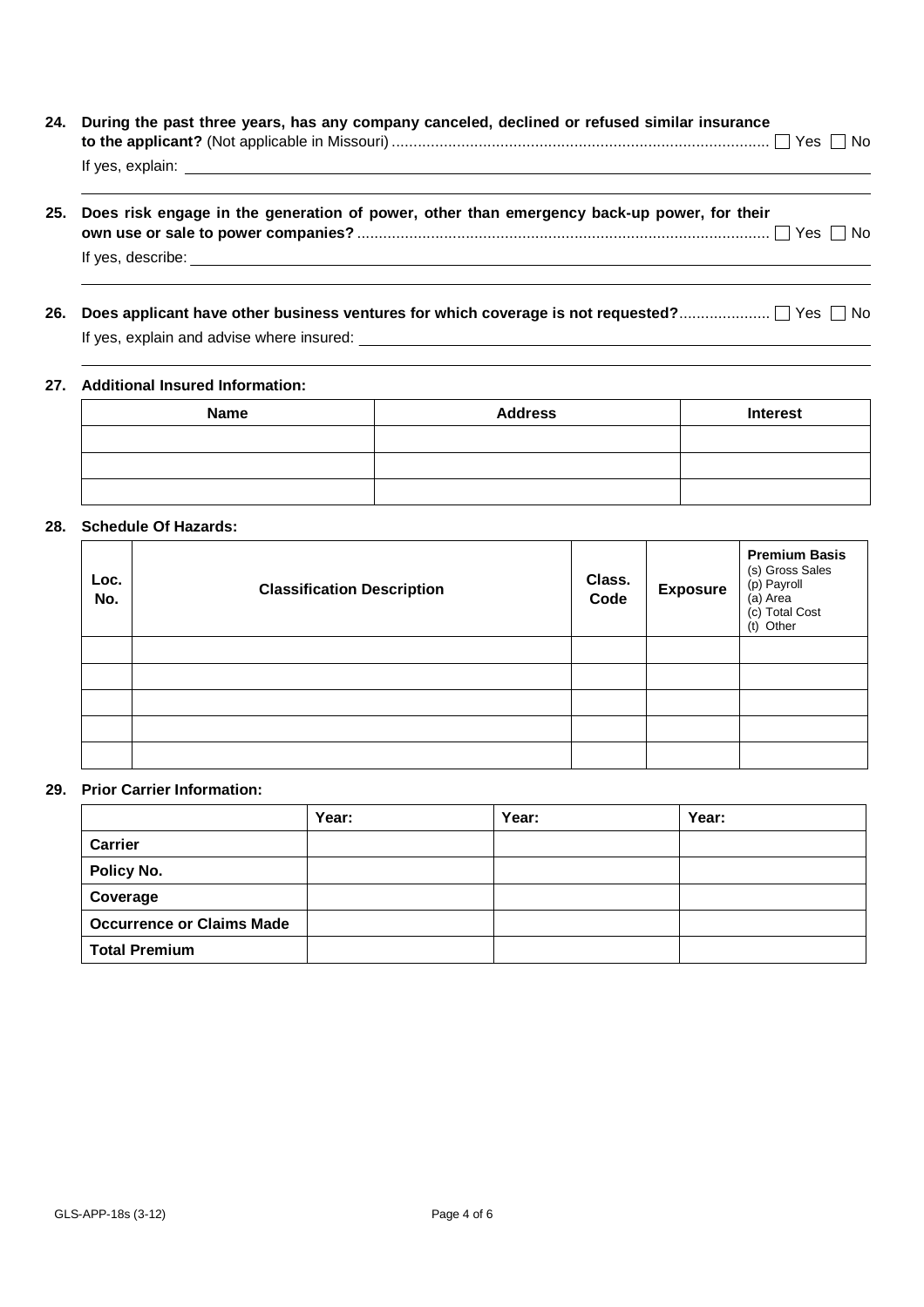**24. During the past three years, has any company canceled, declined or refused similar insurance to the applicant?** (Not applicable in Missouri) .......................................................................................... ☐ Yes ☐ No

If yes, explain: ______________________________________________________________________________

______________________________________________________________________________

**25. Does risk engage in the generation of power, other than emergency back-up power, for their own use or sale to power companies?** .............................................................................................. ☐ Yes ☐ No

If yes, describe: ______________________________________________________________________________

______________________________________________________________________________

**26. Does applicant have other business ventures for which coverage is not requested?**..................... ☐ Yes ☐ No

If yes, explain and advise where insured: ______________________________________________________

______________________________________________________________________________

**27. Additional Insured Information:**

| Name | Address | Interest |
|---|---|---|
| | | |
| | | |
| | | |

**28. Schedule Of Hazards:**

| Loc. No. | Classification Description | Class. Code | Exposure | **Premium Basis** (s) Gross Sales (p) Payroll (a) Area (c) Total Cost (t) Other |
|---|---|---|---|---|
| | | | | |
| | | | | |
| | | | | |
| | | | | |
| | | | | |

**29. Prior Carrier Information:**

| | Year: | Year: | Year: |
|---|---|---|---|
| **Carrier** | | | |
| **Policy No.** | | | |
| **Coverage** | | | |
| **Occurrence or Claims Made** | | | |
| **Total Premium** | | | |

GLS-APP-18s (3-12)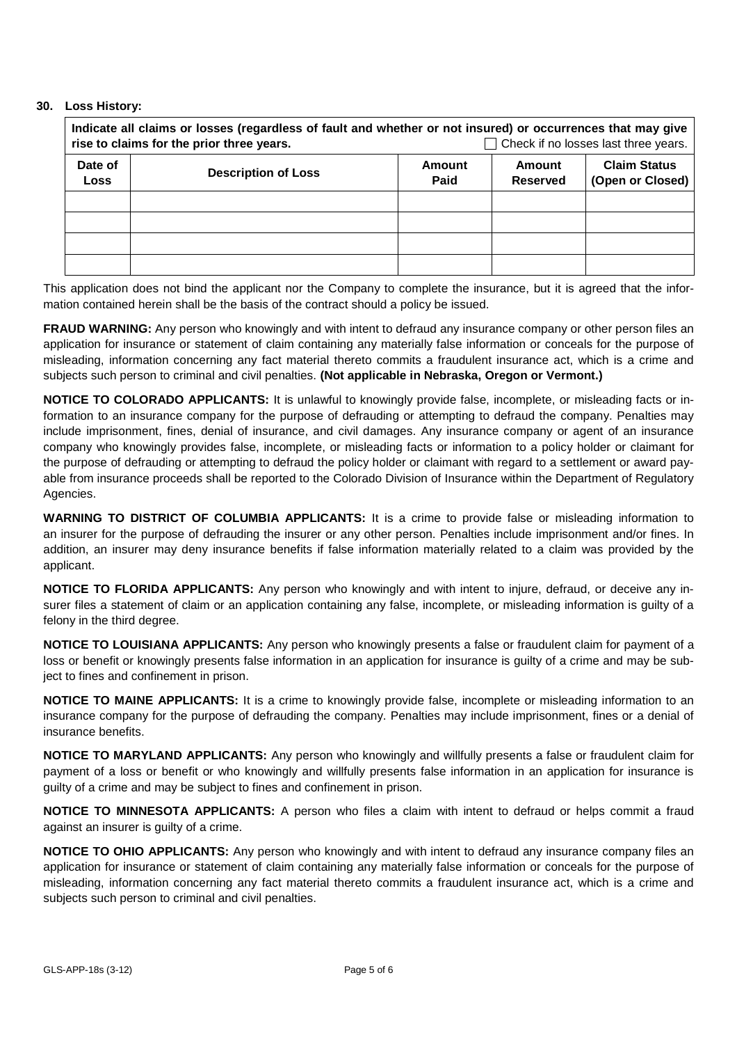**30. Loss History:**

**Indicate all claims or losses (regardless of fault and whether or not insured) or occurrences that may give rise to claims for the prior three years.** ☐ Check if no losses last three years.

| Date of Loss | Description of Loss | Amount Paid | Amount Reserved | Claim Status (Open or Closed) |
|---|---|---|---|---|
| | | | | |
| | | | | |
| | | | | |
| | | | | |

This application does not bind the applicant nor the Company to complete the insurance, but it is agreed that the information contained herein shall be the basis of the contract should a policy be issued.

**FRAUD WARNING:** Any person who knowingly and with intent to defraud any insurance company or other person files an application for insurance or statement of claim containing any materially false information or conceals for the purpose of misleading, information concerning any fact material thereto commits a fraudulent insurance act, which is a crime and subjects such person to criminal and civil penalties. **(Not applicable in Nebraska, Oregon or Vermont.)**

**NOTICE TO COLORADO APPLICANTS:** It is unlawful to knowingly provide false, incomplete, or misleading facts or information to an insurance company for the purpose of defrauding or attempting to defraud the company. Penalties may include imprisonment, fines, denial of insurance, and civil damages. Any insurance company or agent of an insurance company who knowingly provides false, incomplete, or misleading facts or information to a policy holder or claimant for the purpose of defrauding or attempting to defraud the policy holder or claimant with regard to a settlement or award payable from insurance proceeds shall be reported to the Colorado Division of Insurance within the Department of Regulatory Agencies.

**WARNING TO DISTRICT OF COLUMBIA APPLICANTS:** It is a crime to provide false or misleading information to an insurer for the purpose of defrauding the insurer or any other person. Penalties include imprisonment and/or fines. In addition, an insurer may deny insurance benefits if false information materially related to a claim was provided by the applicant.

**NOTICE TO FLORIDA APPLICANTS:** Any person who knowingly and with intent to injure, defraud, or deceive any insurer files a statement of claim or an application containing any false, incomplete, or misleading information is guilty of a felony in the third degree.

**NOTICE TO LOUISIANA APPLICANTS:** Any person who knowingly presents a false or fraudulent claim for payment of a loss or benefit or knowingly presents false information in an application for insurance is guilty of a crime and may be subject to fines and confinement in prison.

**NOTICE TO MAINE APPLICANTS:** It is a crime to knowingly provide false, incomplete or misleading information to an insurance company for the purpose of defrauding the company. Penalties may include imprisonment, fines or a denial of insurance benefits.

**NOTICE TO MARYLAND APPLICANTS:** Any person who knowingly and willfully presents a false or fraudulent claim for payment of a loss or benefit or who knowingly and willfully presents false information in an application for insurance is guilty of a crime and may be subject to fines and confinement in prison.

**NOTICE TO MINNESOTA APPLICANTS:** A person who files a claim with intent to defraud or helps commit a fraud against an insurer is guilty of a crime.

**NOTICE TO OHIO APPLICANTS:** Any person who knowingly and with intent to defraud any insurance company files an application for insurance or statement of claim containing any materially false information or conceals for the purpose of misleading, information concerning any fact material thereto commits a fraudulent insurance act, which is a crime and subjects such person to criminal and civil penalties.

GLS-APP-18s (3-12)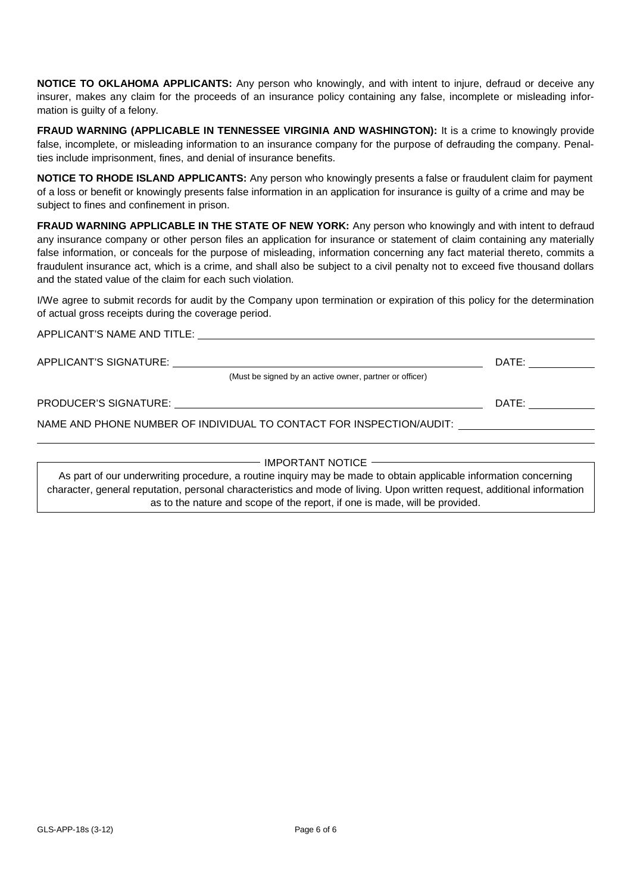**NOTICE TO OKLAHOMA APPLICANTS:** Any person who knowingly, and with intent to injure, defraud or deceive any insurer, makes any claim for the proceeds of an insurance policy containing any false, incomplete or misleading information is guilty of a felony.

**FRAUD WARNING (APPLICABLE IN TENNESSEE VIRGINIA AND WASHINGTON):** It is a crime to knowingly provide false, incomplete, or misleading information to an insurance company for the purpose of defrauding the company. Penalties include imprisonment, fines, and denial of insurance benefits.

**NOTICE TO RHODE ISLAND APPLICANTS:** Any person who knowingly presents a false or fraudulent claim for payment of a loss or benefit or knowingly presents false information in an application for insurance is guilty of a crime and may be subject to fines and confinement in prison.

**FRAUD WARNING APPLICABLE IN THE STATE OF NEW YORK:** Any person who knowingly and with intent to defraud any insurance company or other person files an application for insurance or statement of claim containing any materially false information, or conceals for the purpose of misleading, information concerning any fact material thereto, commits a fraudulent insurance act, which is a crime, and shall also be subject to a civil penalty not to exceed five thousand dollars and the stated value of the claim for each such violation.

I/We agree to submit records for audit by the Company upon termination or expiration of this policy for the determination of actual gross receipts during the coverage period.

APPLICANT'S NAME AND TITLE: ____________________

APPLICANT'S SIGNATURE: ____________________ DATE: __________

(Must be signed by an active owner, partner or officer)

PRODUCER'S SIGNATURE: ____________________ DATE: __________

NAME AND PHONE NUMBER OF INDIVIDUAL TO CONTACT FOR INSPECTION/AUDIT: ____________________

**IMPORTANT NOTICE**

As part of our underwriting procedure, a routine inquiry may be made to obtain applicable information concerning character, general reputation, personal characteristics and mode of living. Upon written request, additional information as to the nature and scope of the report, if one is made, will be provided.

GLS-APP-18s (3-12)